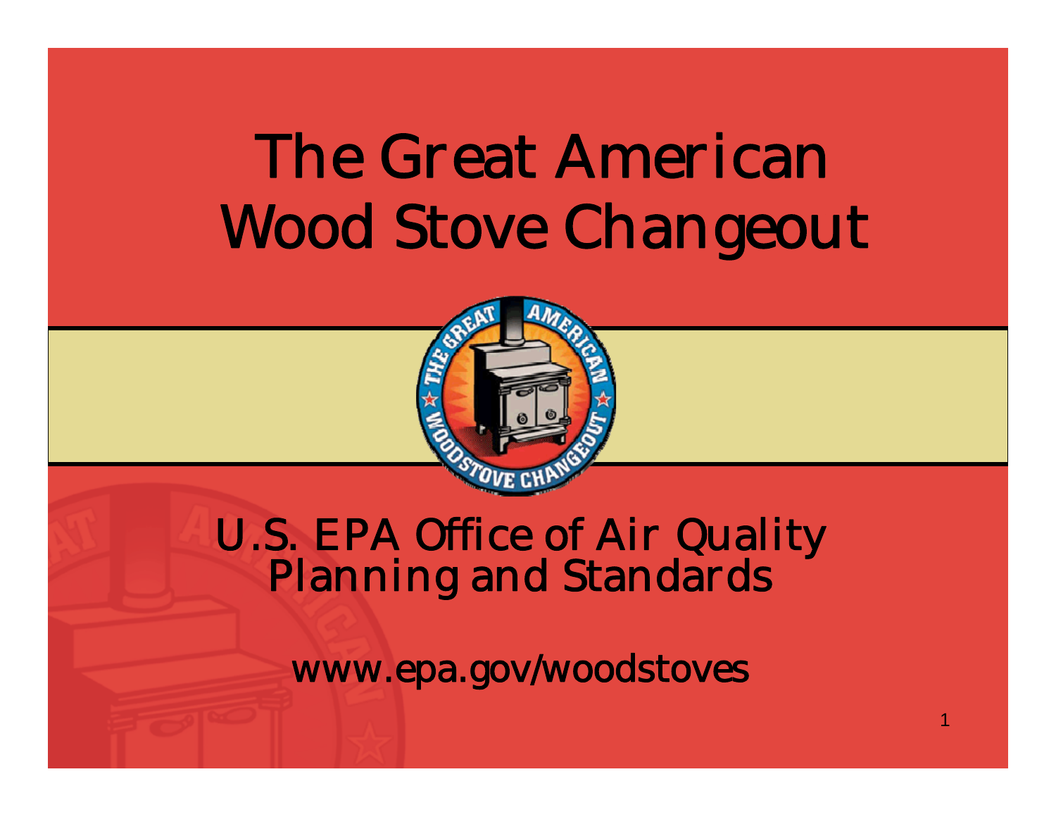# The Great American Wood Stove Changeout

U.S. EPA Office of Air Quality Planning and Standards

www.epa.gov/woodstoves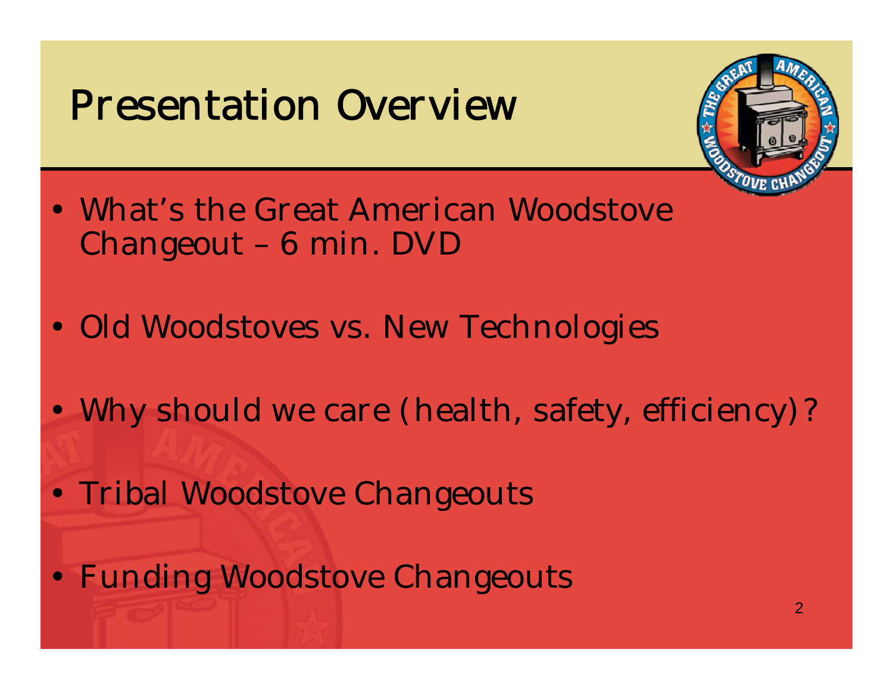# Presentation Overview

- What's the Great American Woodstove Changeout – 6 min. DVD
- Old Woodstoves vs. New Technologies
- Why should we care (health, safety, efficiency)?
- Tribal Woodstove Changeouts
- Funding Woodstove Changeouts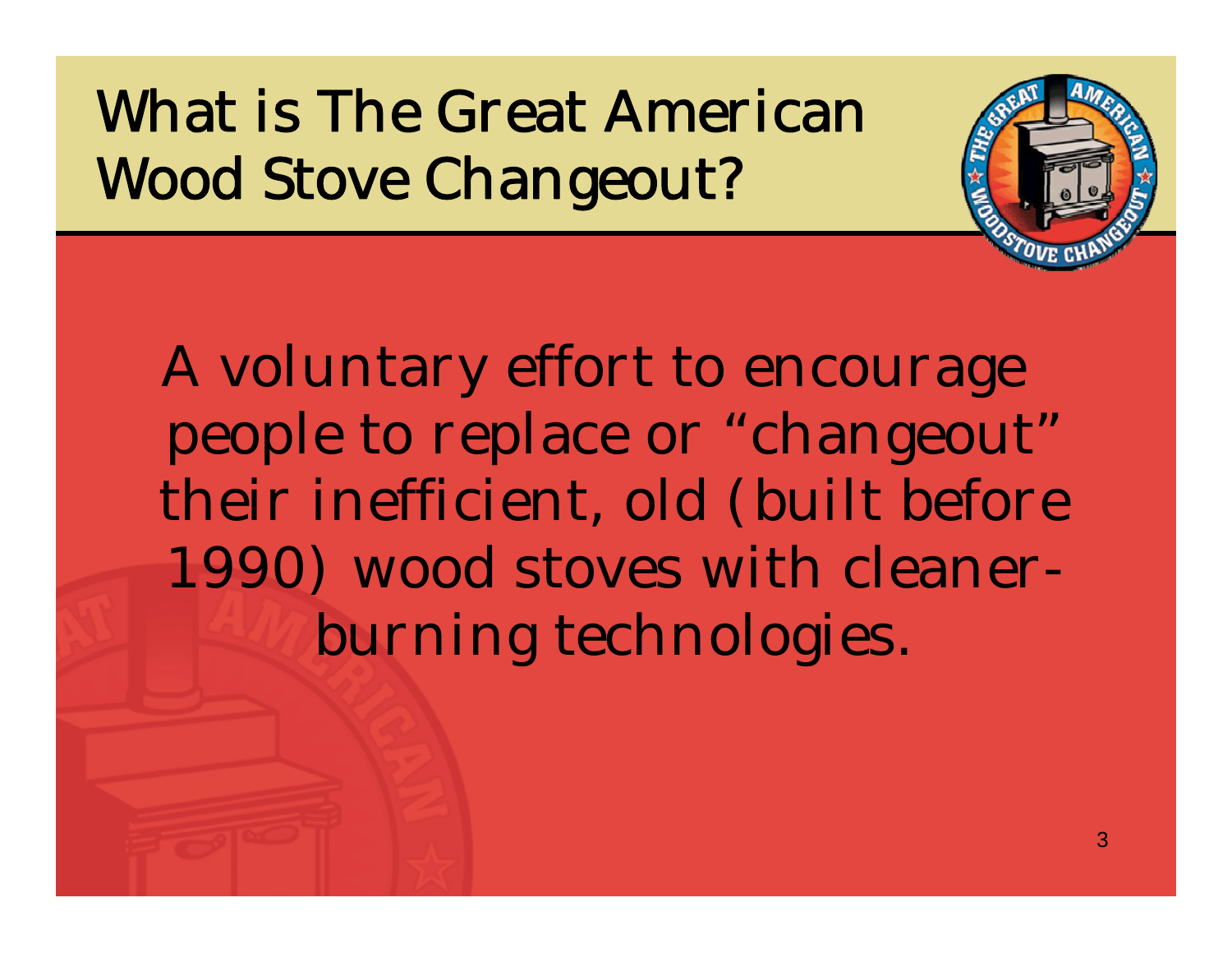# What is The Great American Wood Stove Changeout?

A voluntary effort to encourage people to replace or "changeout" their inefficient, old (built before 1990) wood stoves with cleaner-burning technologies.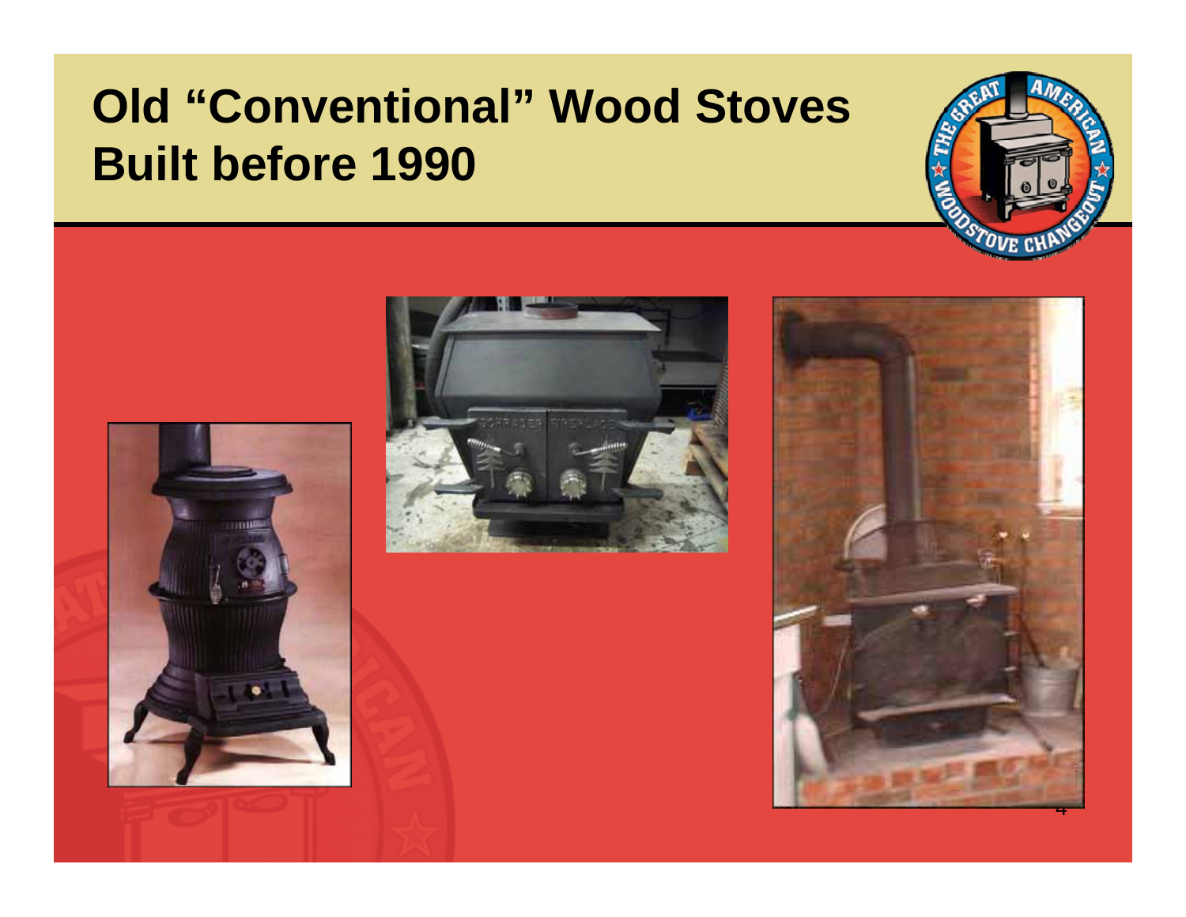# Old "Conventional" Wood Stoves Built before 1990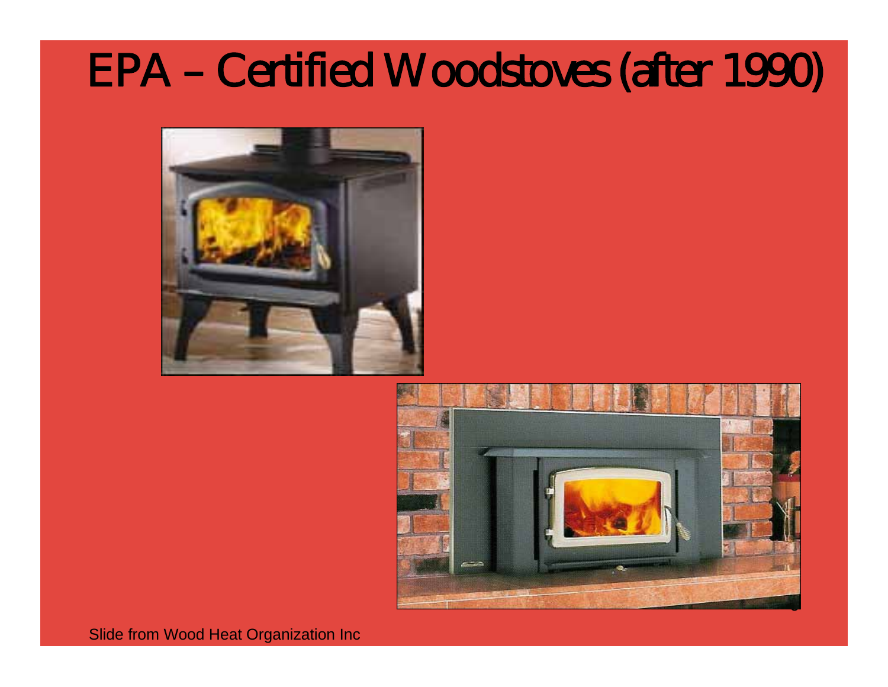# EPA – Certified Woodstoves (after 1990)

Slide from Wood Heat Organization Inc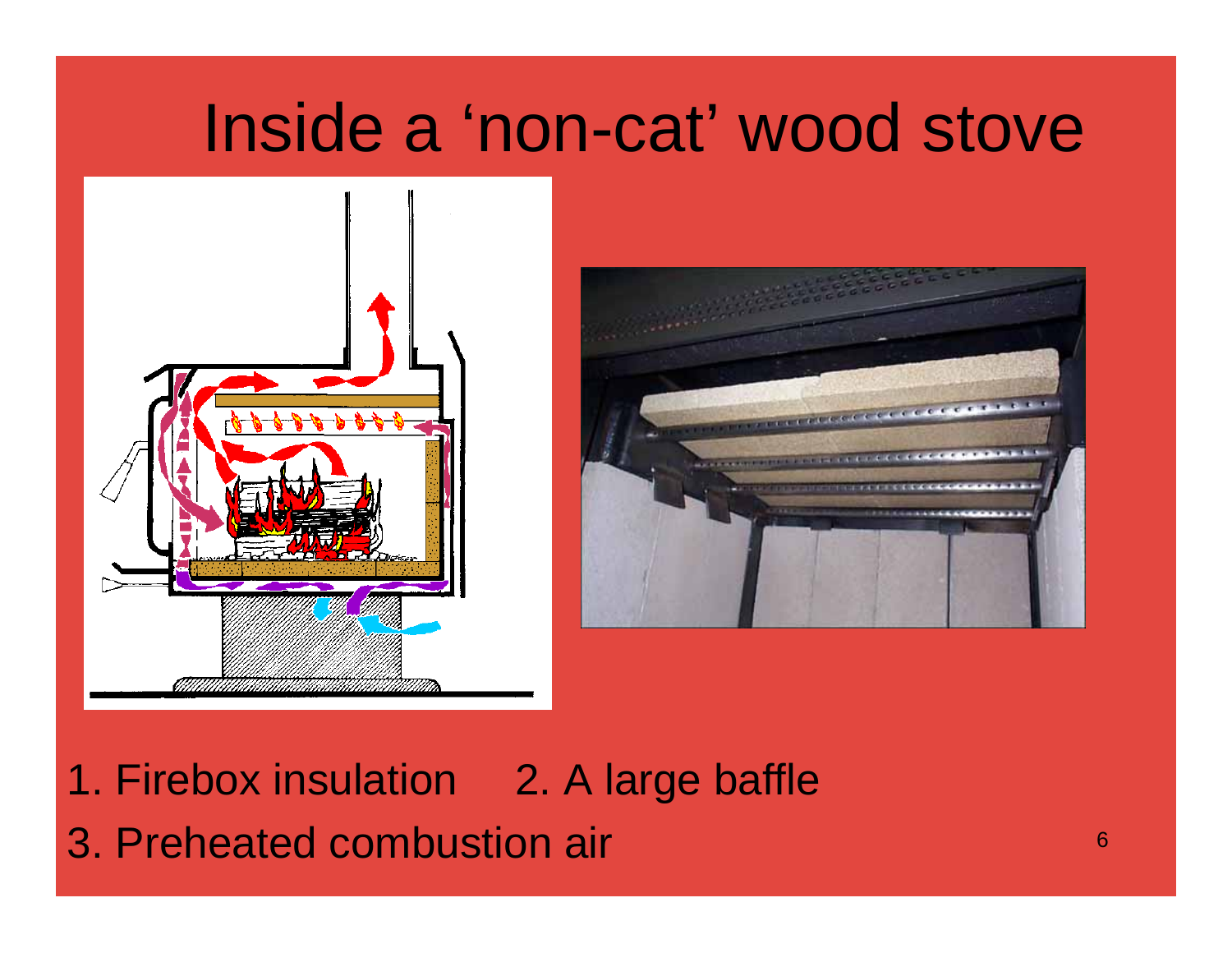# Inside a 'non-cat' wood stove

1. Firebox insulation 2. A large baffle
3. Preheated combustion air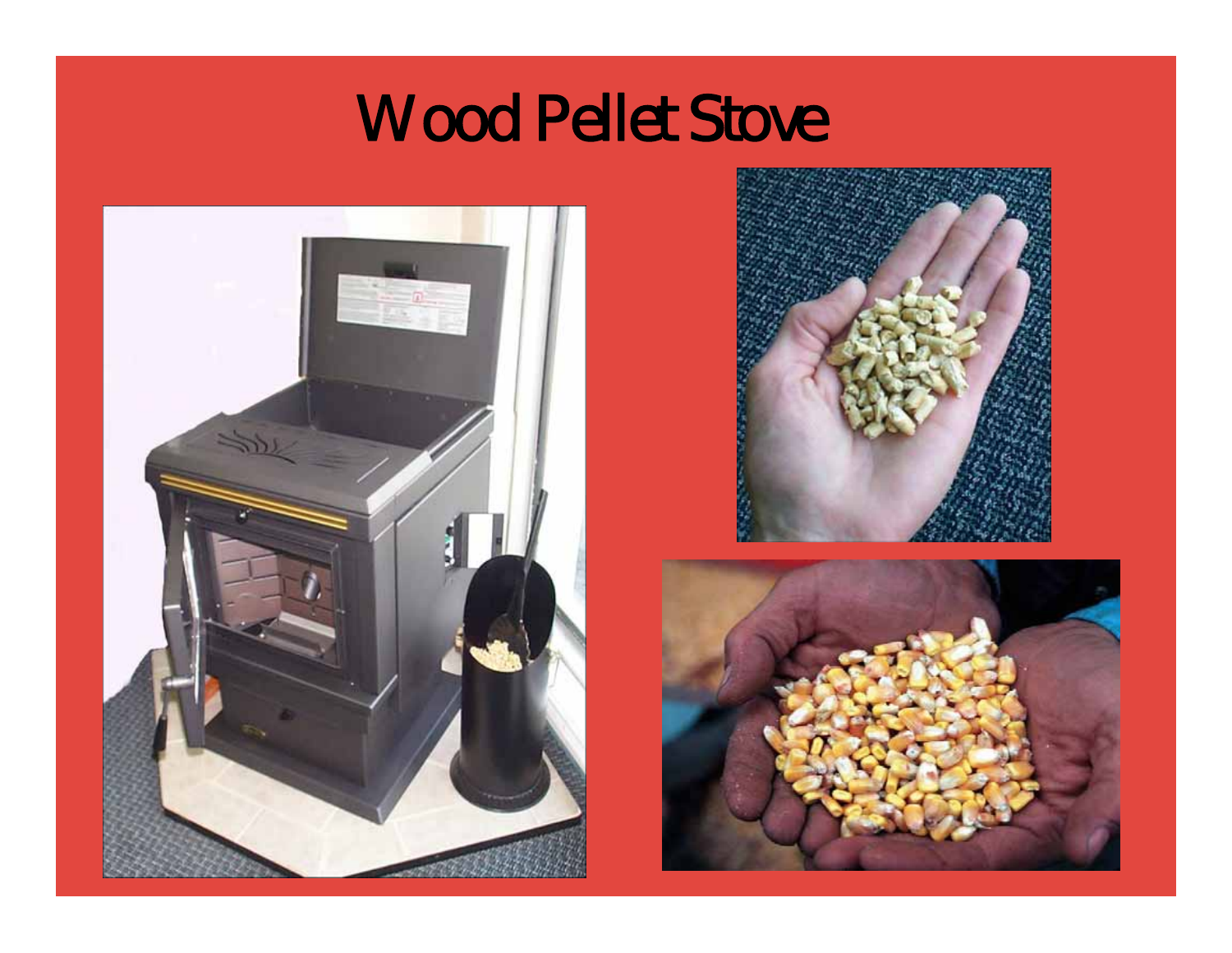# Wood Pellet Stove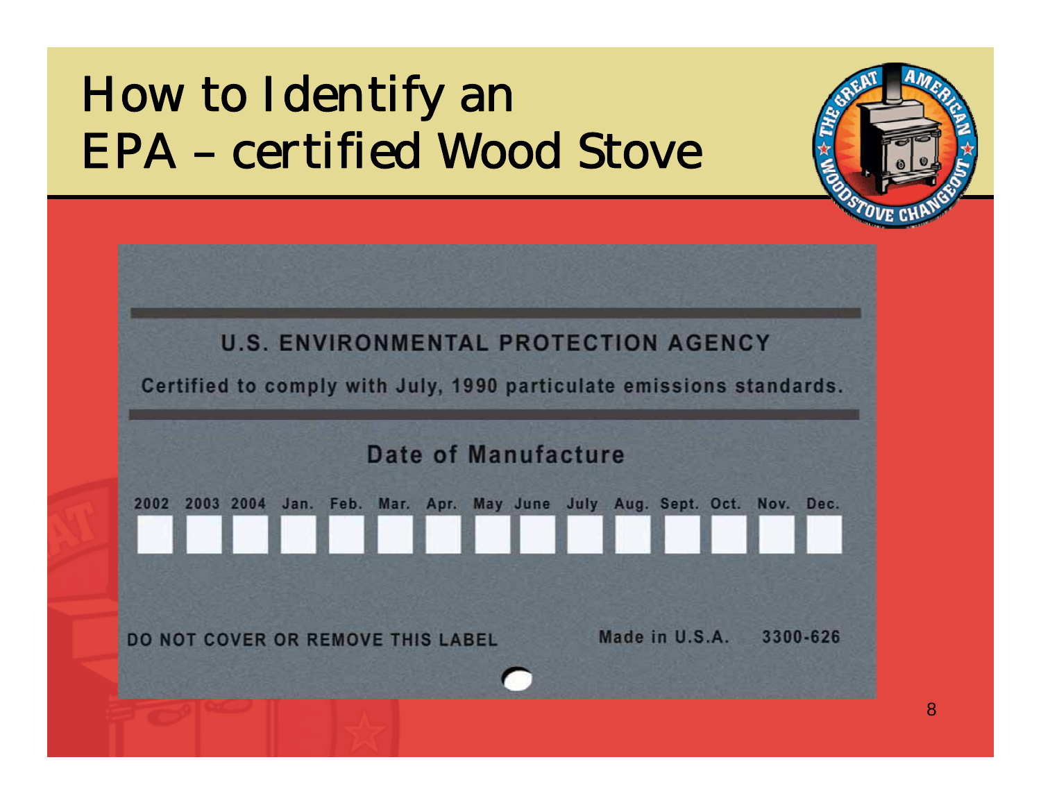# How to Identify an EPA – certified Wood Stove

U.S. ENVIRONMENTAL PROTECTION AGENCY

Certified to comply with July, 1990 particulate emissions standards.

Date of Manufacture

| 2002 | 2003 | 2004 | Jan. | Feb. | Mar. | Apr. | May | June | July | Aug. | Sept. | Oct. | Nov. | Dec. |
|---|---|---|---|---|---|---|---|---|---|---|---|---|---|---|
| | | | | | | | | | | | | | | |

DO NOT COVER OR REMOVE THIS LABEL

Made in U.S.A. 3300-626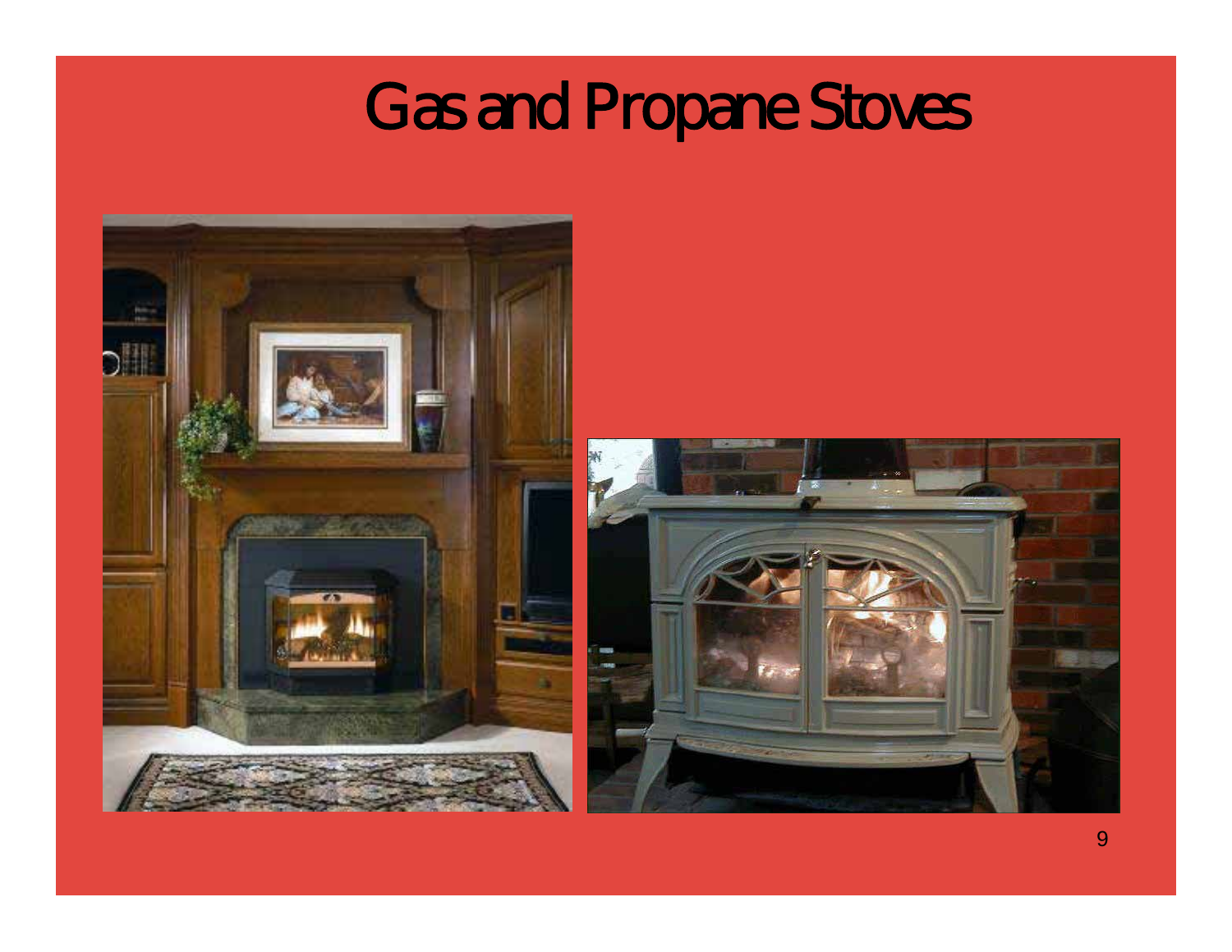# Gas and Propane Stoves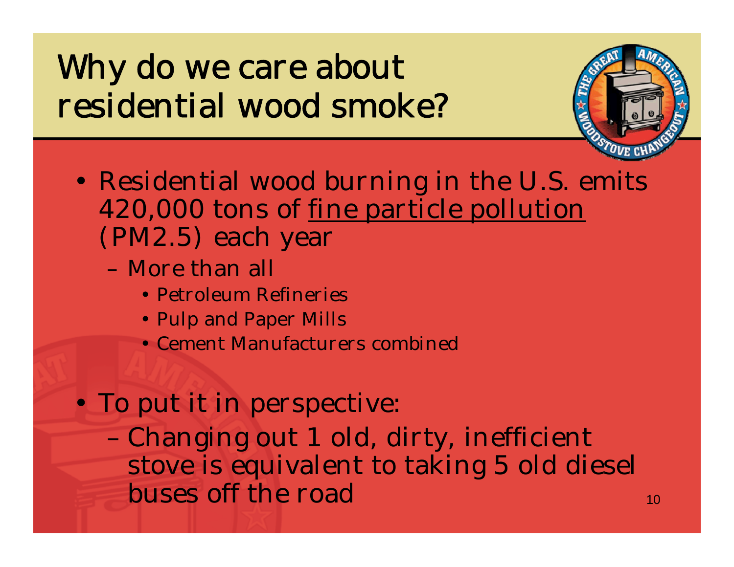# Why do we care about residential wood smoke?

- Residential wood burning in the U.S. emits 420,000 tons of fine particle pollution (PM2.5) each year
  - More than all
    - Petroleum Refineries
    - Pulp and Paper Mills
    - Cement Manufacturers combined

- To put it in perspective:
  - Changing out 1 old, dirty, inefficient stove is equivalent to taking 5 old diesel buses off the road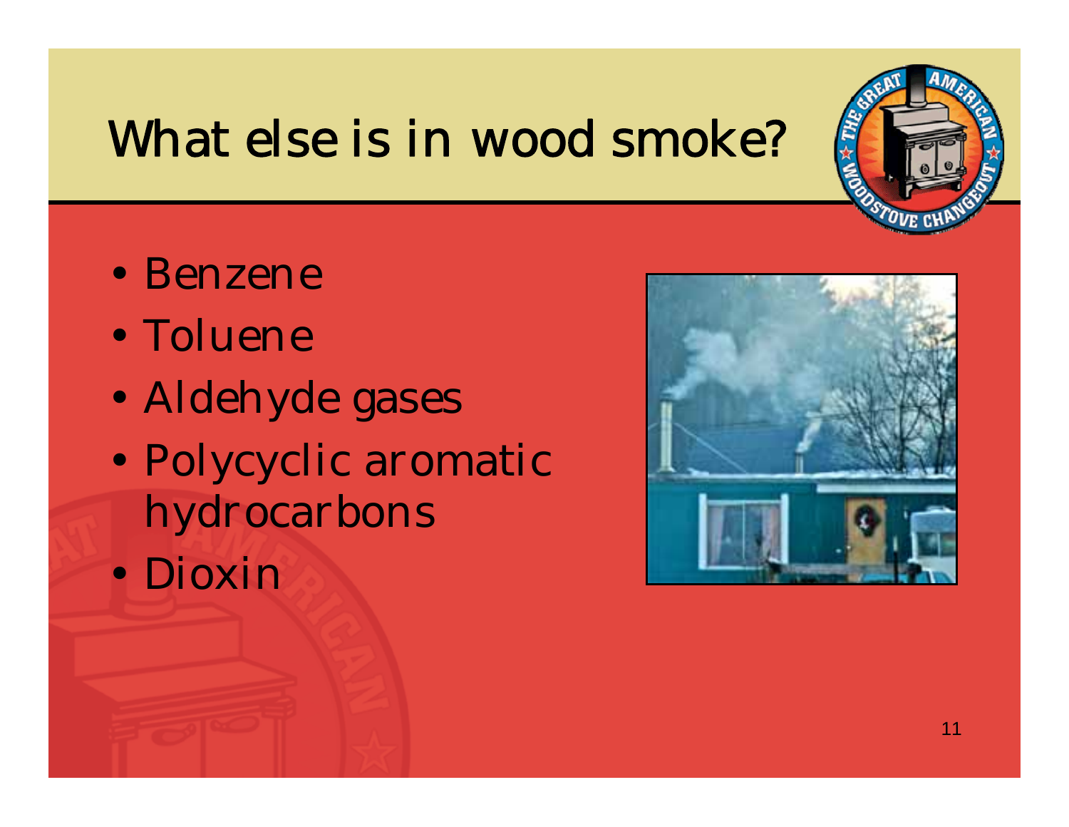# What else is in wood smoke?

- Benzene
- Toluene
- Aldehyde gases
- Polycyclic aromatic hydrocarbons
- Dioxin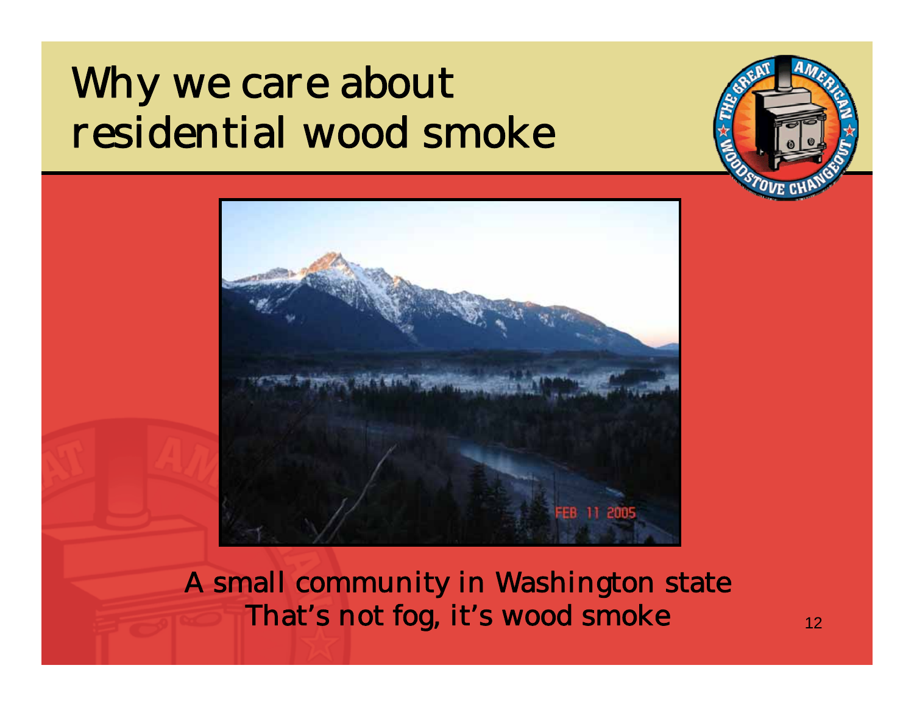# Why we care about residential wood smoke

A small community in Washington state
That's not fog, it's wood smoke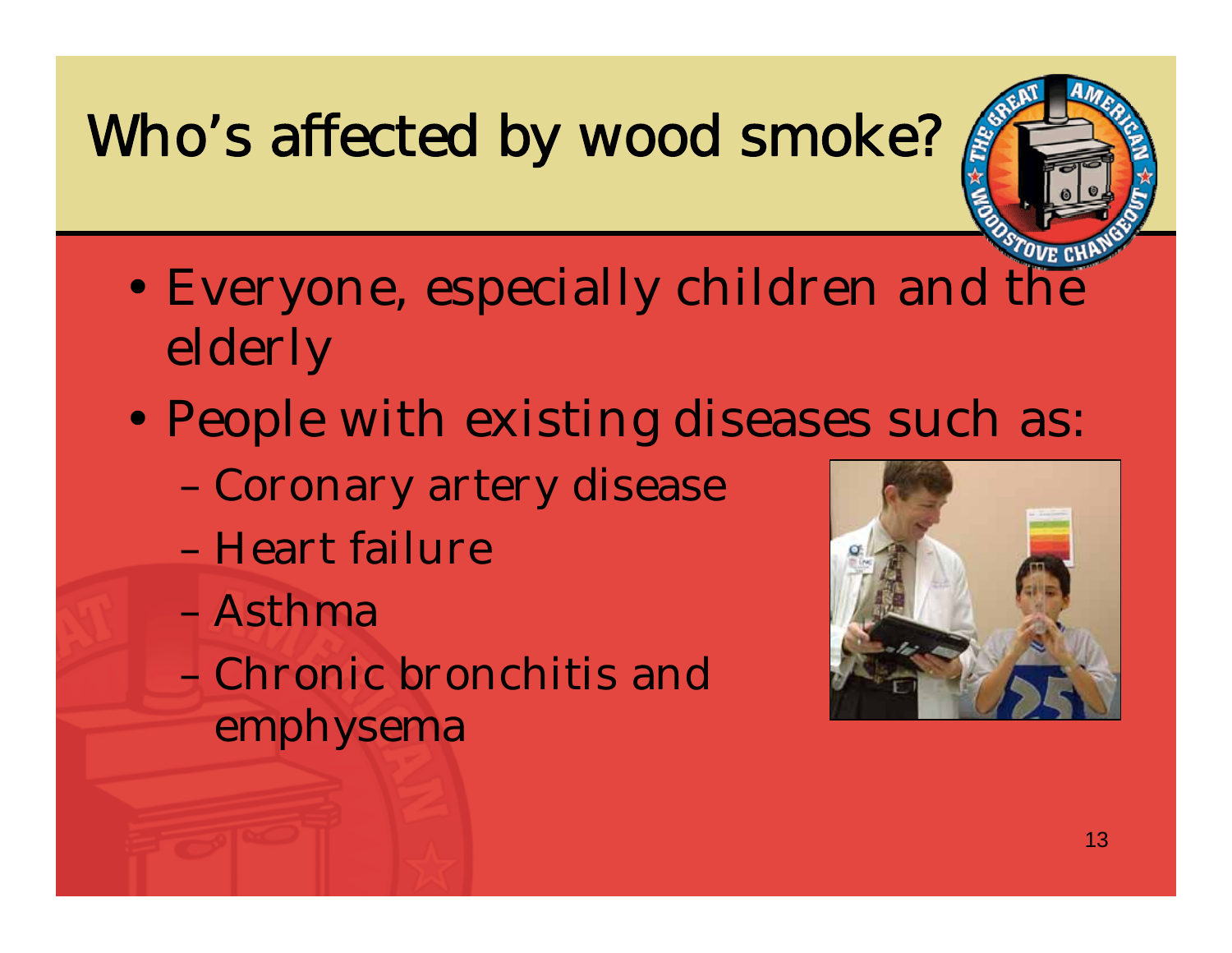# Who's affected by wood smoke?

- Everyone, especially children and the elderly
- People with existing diseases such as:
  - Coronary artery disease
  - Heart failure
  - Asthma
  - Chronic bronchitis and emphysema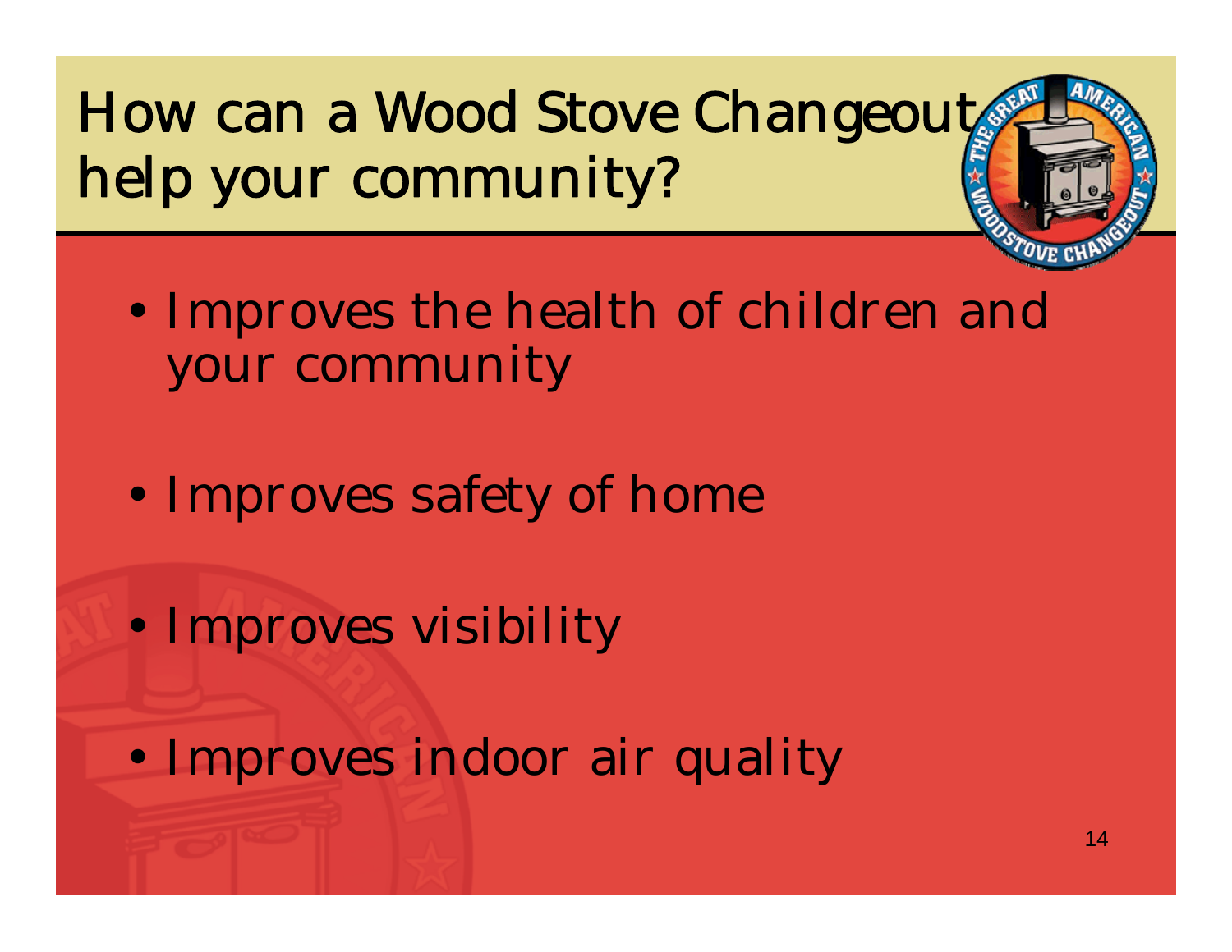# How can a Wood Stove Changeout help your community?

- Improves the health of children and your community
- Improves safety of home
- Improves visibility
- Improves indoor air quality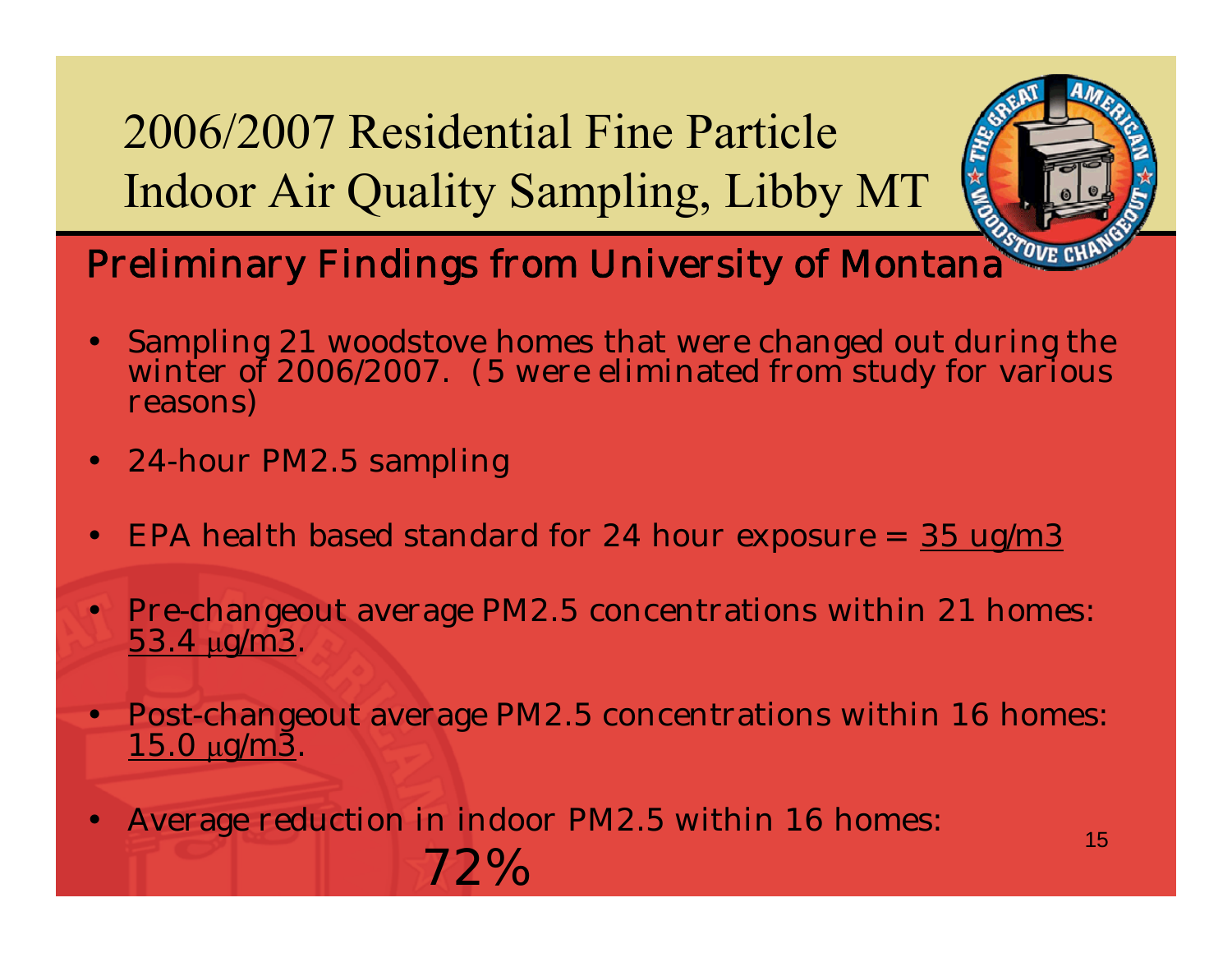# 2006/2007 Residential Fine Particle Indoor Air Quality Sampling, Libby MT

## Preliminary Findings from University of Montana

- Sampling 21 woodstove homes that were changed out during the winter of 2006/2007. (5 were eliminated from study for various reasons)
- 24-hour PM2.5 sampling
- EPA health based standard for 24 hour exposure = 35 ug/m3
- Pre-changeout average PM2.5 concentrations within 21 homes: 53.4 μg/m3.
- Post-changeout average PM2.5 concentrations within 16 homes: 15.0 μg/m3.
- Average reduction in indoor PM2.5 within 16 homes: 72%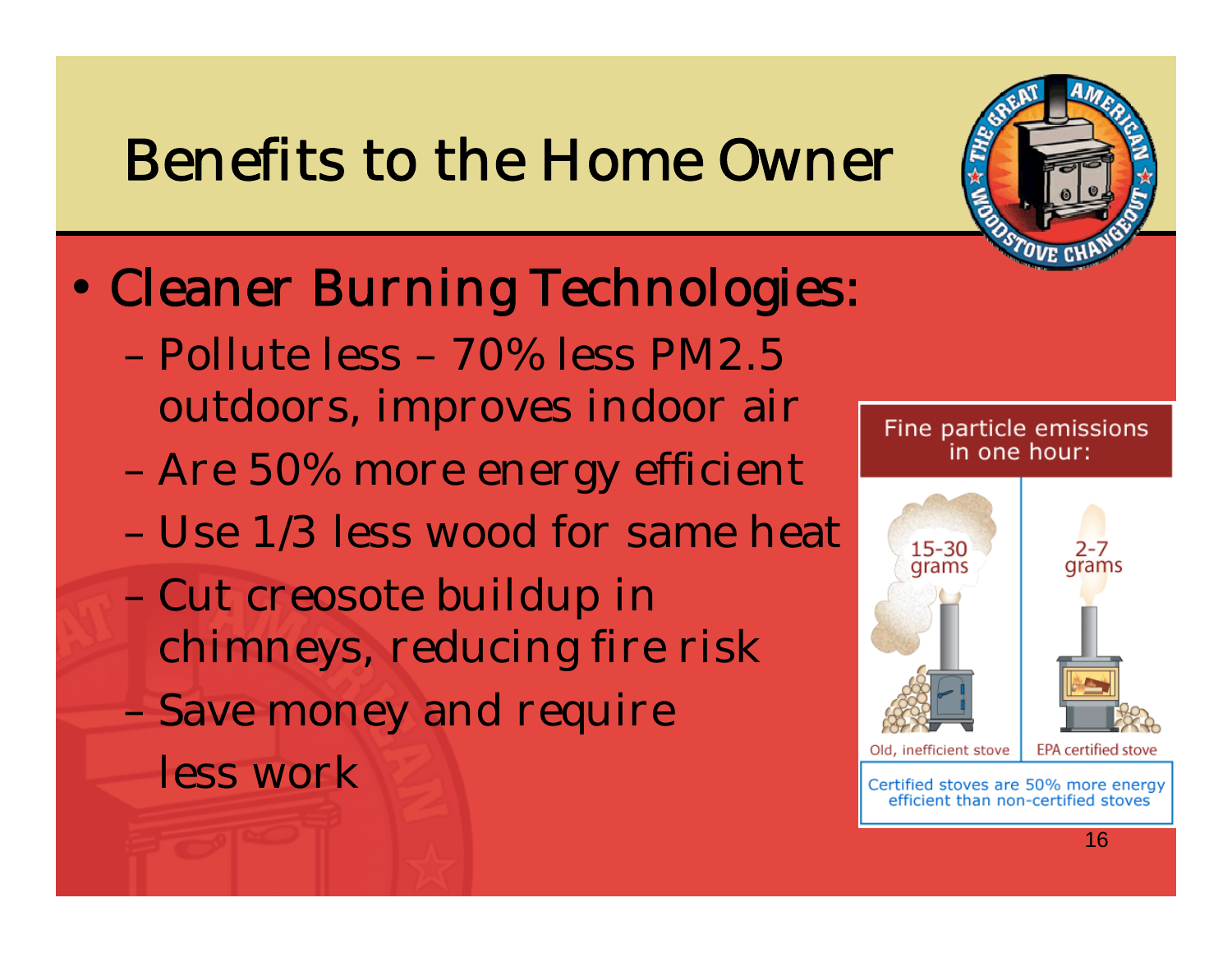# Benefits to the Home Owner

- Cleaner Burning Technologies:
  - Pollute less – 70% less PM2.5 outdoors, improves indoor air
  - Are 50% more energy efficient
  - Use 1/3 less wood for same heat
  - Cut creosote buildup in chimneys, reducing fire risk
  - Save money and require less work

Fine particle emissions in one hour:

| Old, inefficient stove | EPA certified stove |
| --- | --- |
| 15-30 grams | 2-7 grams |

Certified stoves are 50% more energy efficient than non-certified stoves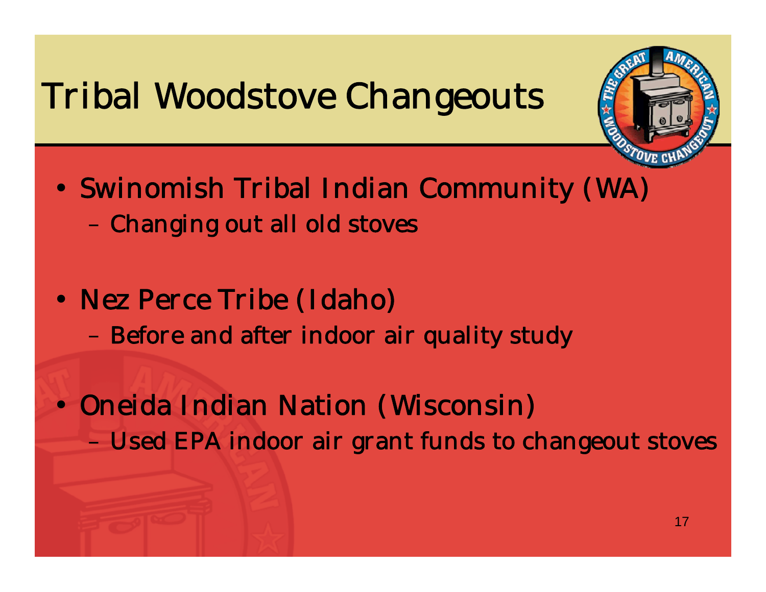# Tribal Woodstove Changeouts

- Swinomish Tribal Indian Community (WA)
  - Changing out all old stoves
- Nez Perce Tribe (Idaho)
  - Before and after indoor air quality study
- Oneida Indian Nation (Wisconsin)
  - Used EPA indoor air grant funds to changeout stoves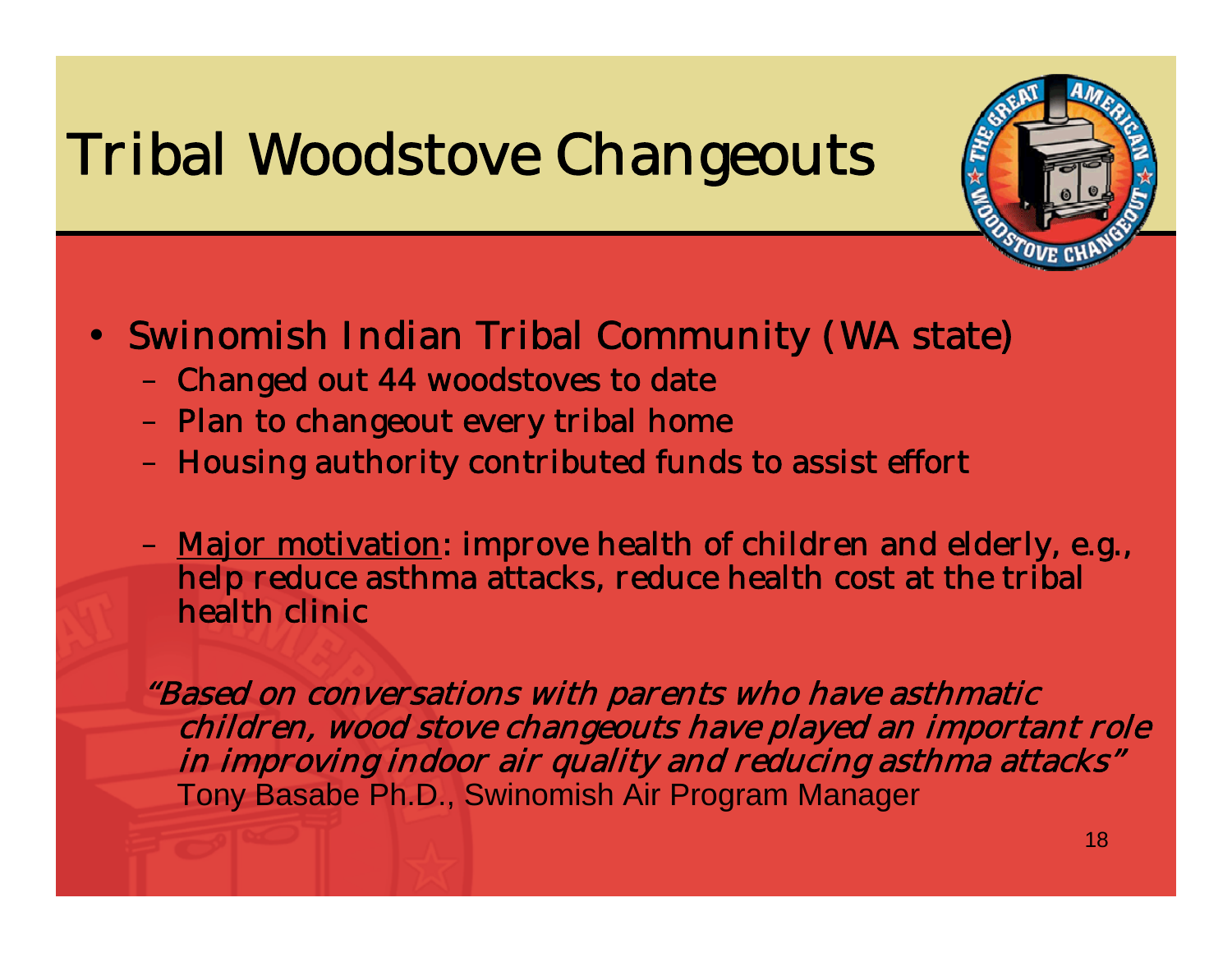# Tribal Woodstove Changeouts

- Swinomish Indian Tribal Community (WA state)
  - Changed out 44 woodstoves to date
  - Plan to changeout every tribal home
  - Housing authority contributed funds to assist effort
  - Major motivation: improve health of children and elderly, e.g., help reduce asthma attacks, reduce health cost at the tribal health clinic

*"Based on conversations with parents who have asthmatic children, wood stove changeouts have played an important role in improving indoor air quality and reducing asthma attacks"*
Tony Basabe Ph.D., Swinomish Air Program Manager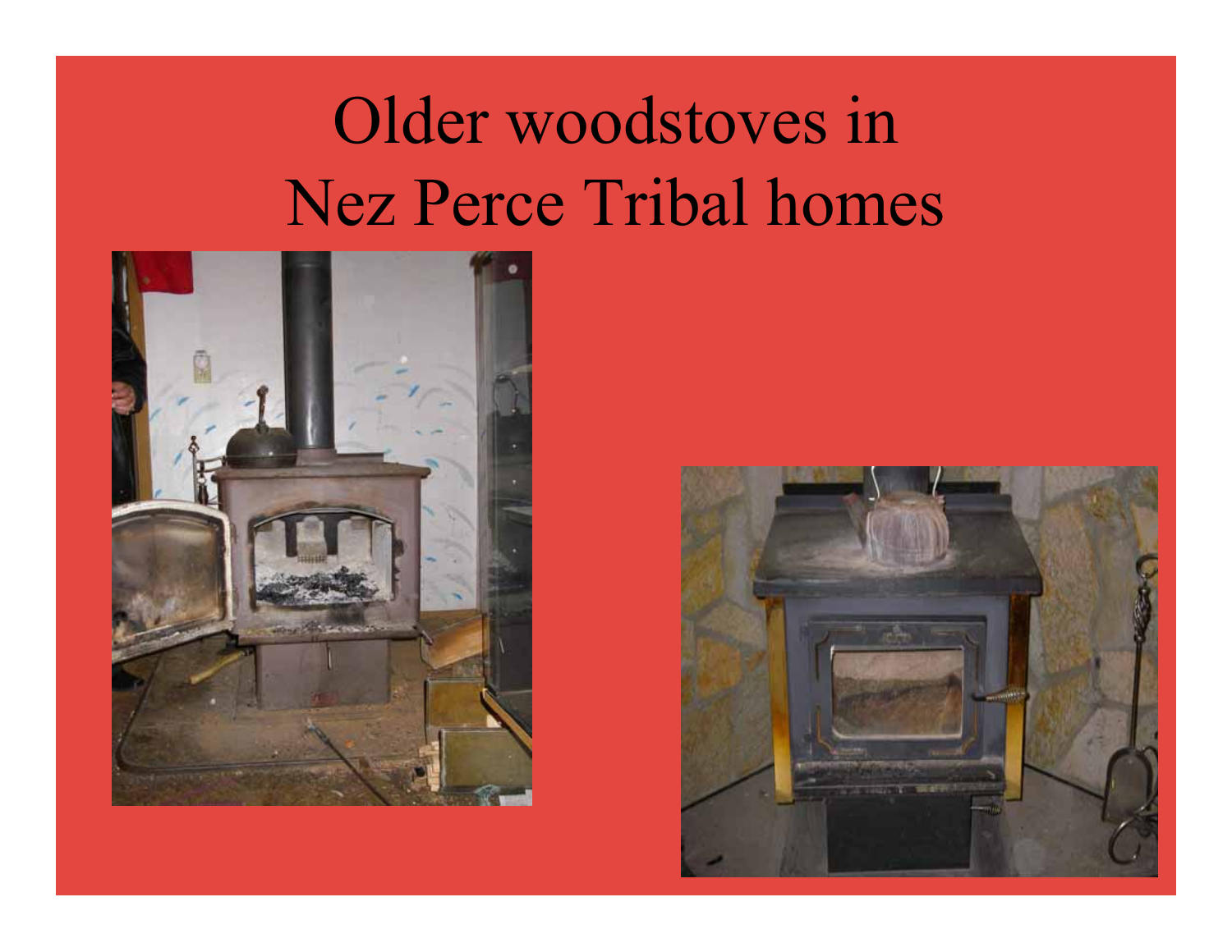# Older woodstoves in Nez Perce Tribal homes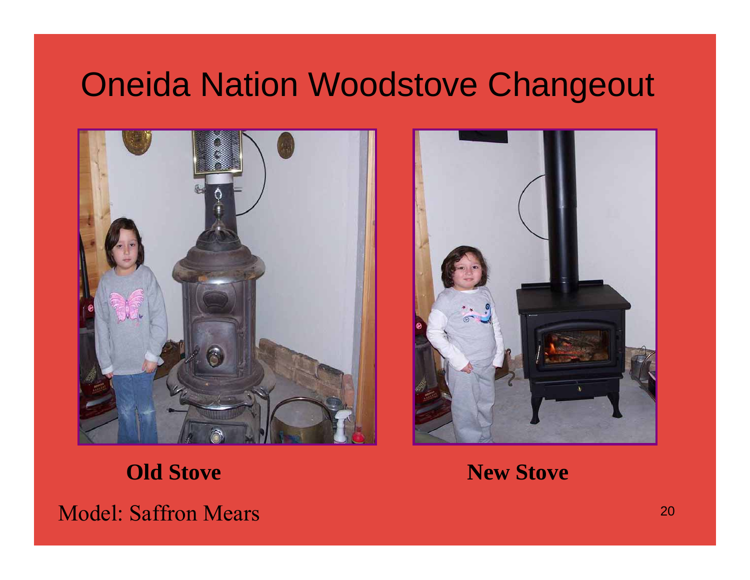# Oneida Nation Woodstove Changeout

**Old Stove**

**New Stove**

Model: Saffron Mears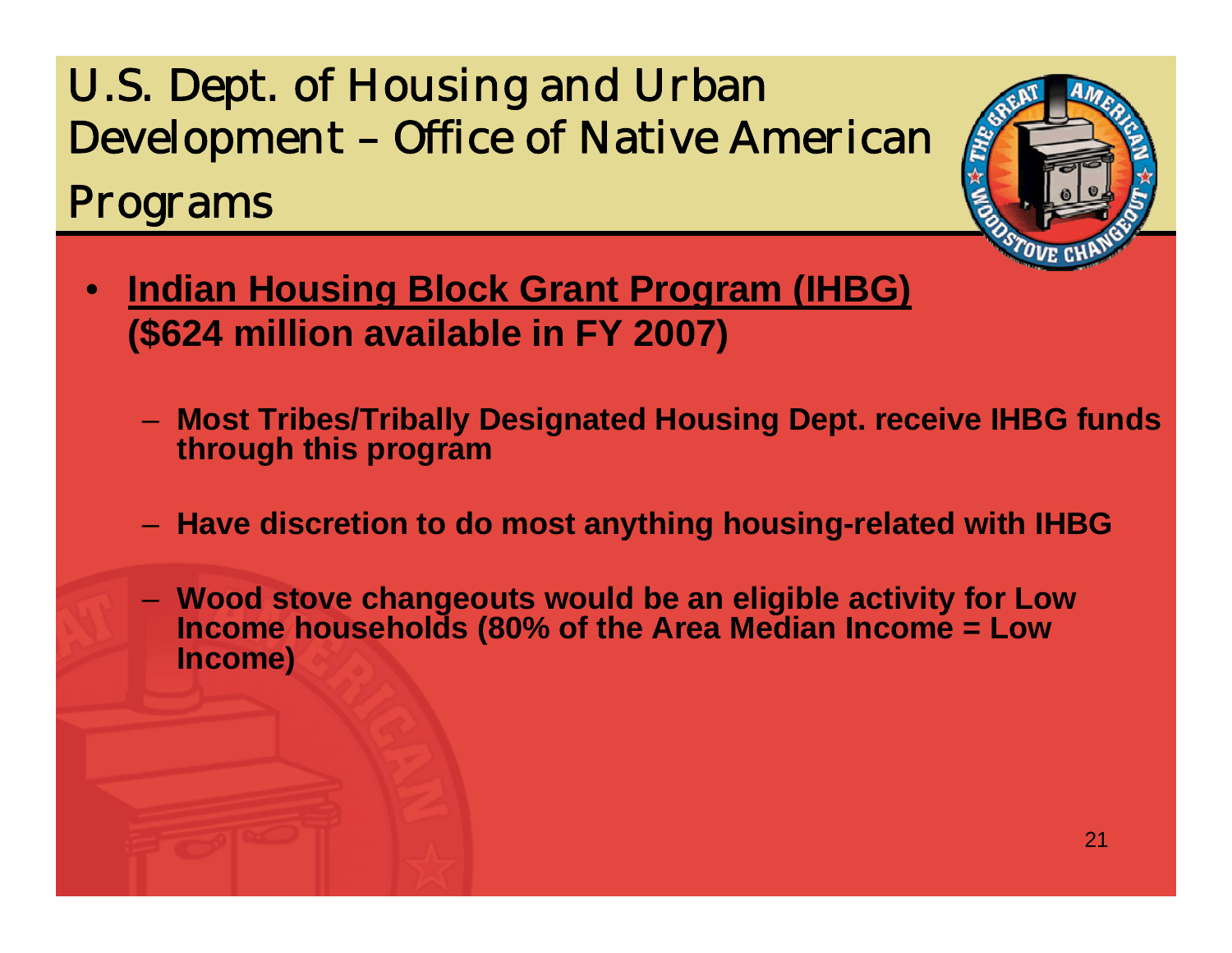# U.S. Dept. of Housing and Urban Development – Office of Native American Programs

- **Indian Housing Block Grant Program (IHBG) ($624 million available in FY 2007)**
  - **Most Tribes/Tribally Designated Housing Dept. receive IHBG funds through this program**
  - **Have discretion to do most anything housing-related with IHBG**
  - **Wood stove changeouts would be an eligible activity for Low Income households (80% of the Area Median Income = Low Income)**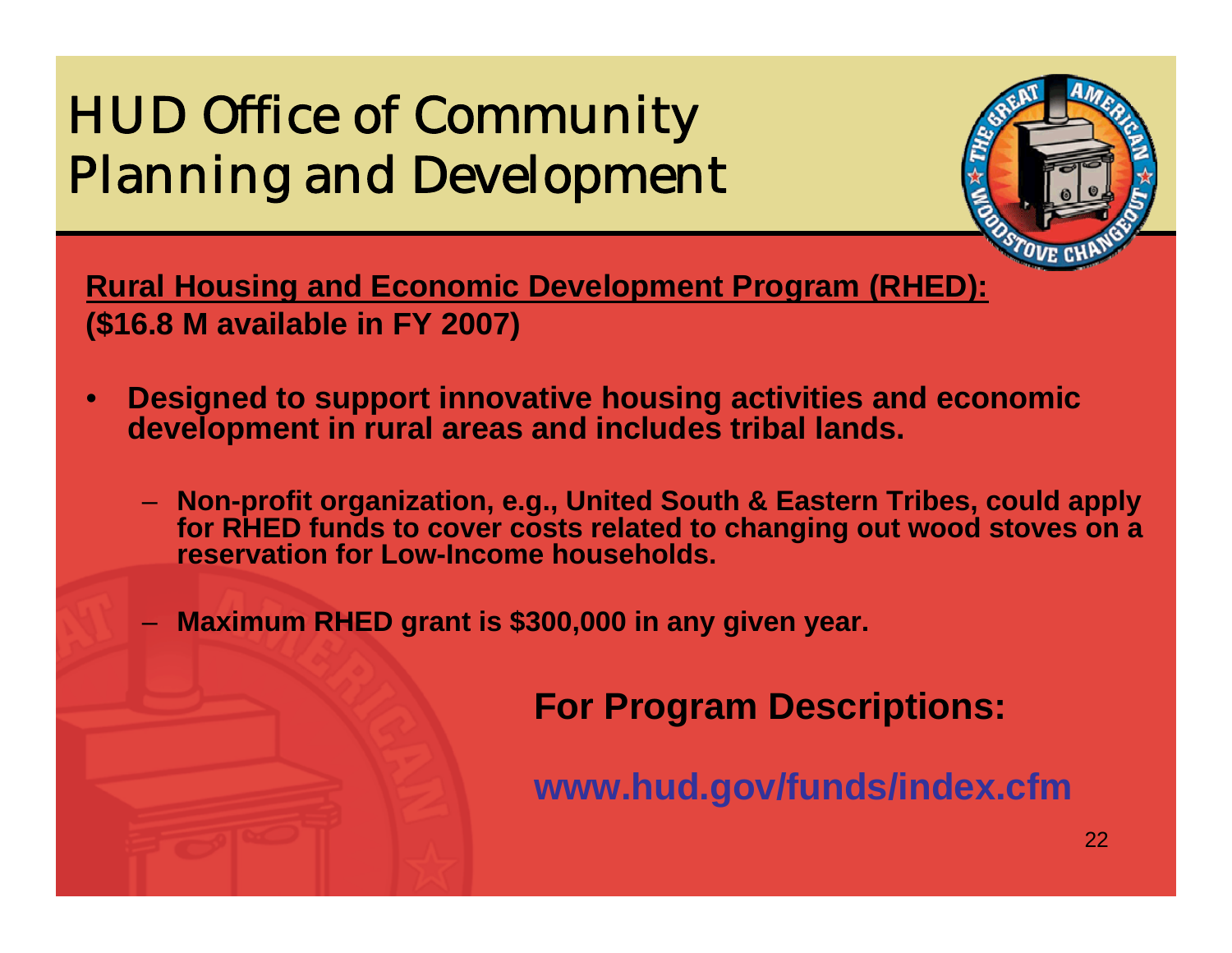# HUD Office of Community Planning and Development

**Rural Housing and Economic Development Program (RHED):**
**($16.8 M available in FY 2007)**

- **Designed to support innovative housing activities and economic development in rural areas and includes tribal lands.**
  - **Non-profit organization, e.g., United South & Eastern Tribes, could apply for RHED funds to cover costs related to changing out wood stoves on a reservation for Low-Income households.**
  - **Maximum RHED grant is $300,000 in any given year.**

**For Program Descriptions:**

**www.hud.gov/funds/index.cfm**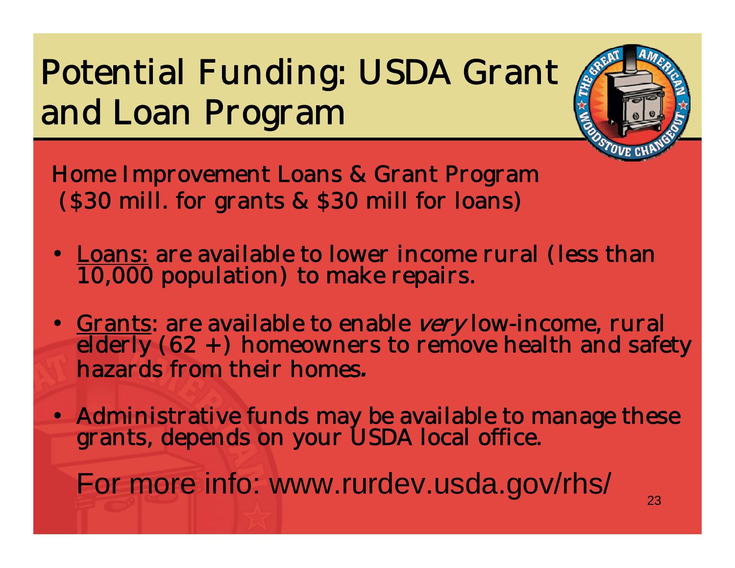# Potential Funding: USDA Grant and Loan Program

Home Improvement Loans & Grant Program
($30 mill. for grants & $30 mill for loans)

- Loans: are available to lower income rural (less than 10,000 population) to make repairs.
- Grants: are available to enable *very* low-income, rural elderly (62 +) homeowners to remove health and safety hazards from their homes.
- Administrative funds may be available to manage these grants, depends on your USDA local office.

For more info: www.rurdev.usda.gov/rhs/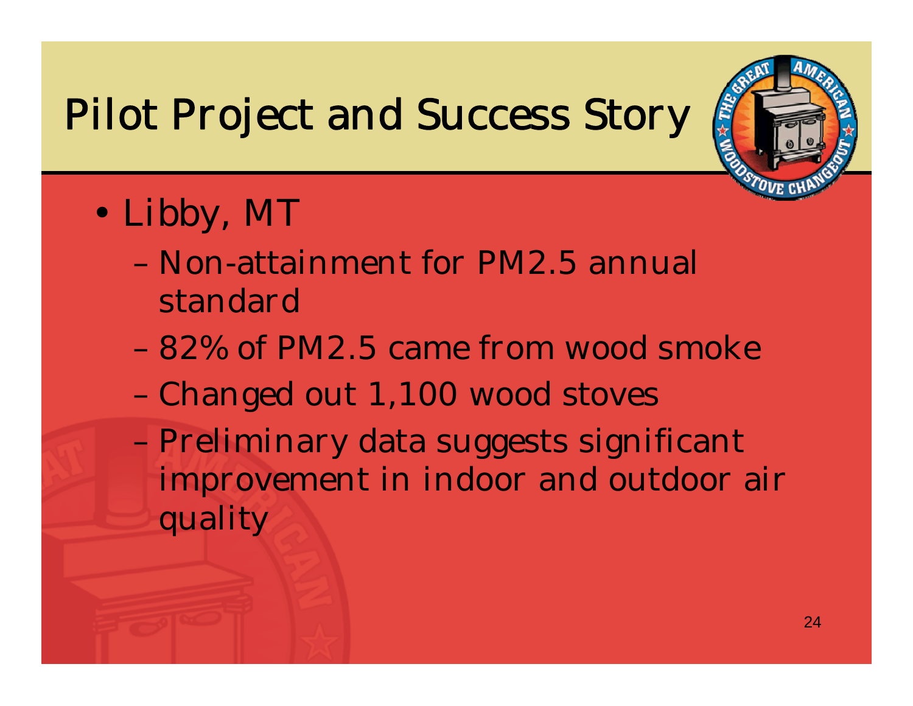# Pilot Project and Success Story

- Libby, MT
  - Non-attainment for PM2.5 annual standard
  - 82% of PM2.5 came from wood smoke
  - Changed out 1,100 wood stoves
  - Preliminary data suggests significant improvement in indoor and outdoor air quality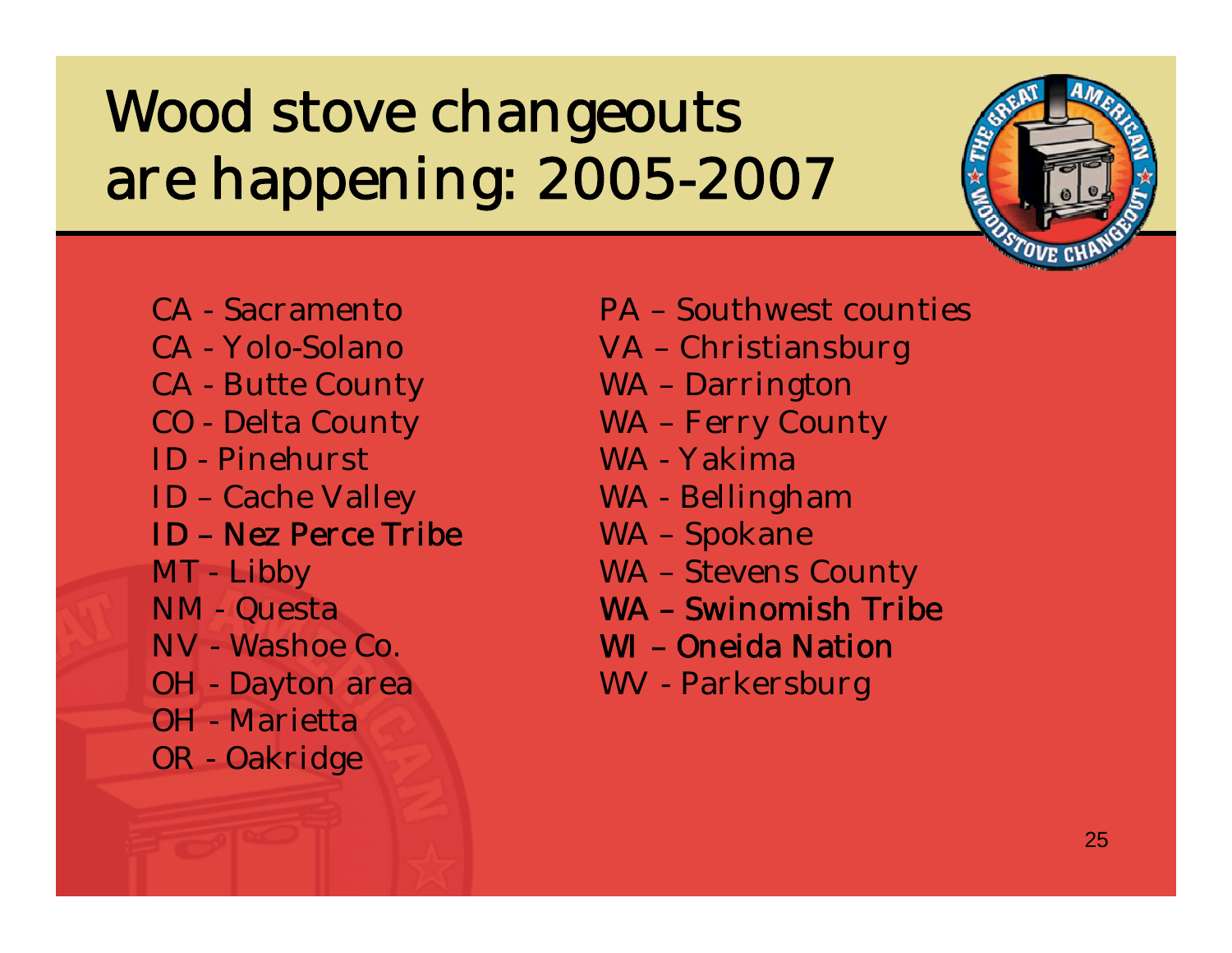# Wood stove changeouts are happening: 2005-2007

CA - Sacramento
CA - Yolo-Solano
CA - Butte County
CO - Delta County
ID - Pinehurst
ID – Cache Valley
ID – Nez Perce Tribe
MT - Libby
NM - Questa
NV - Washoe Co.
OH - Dayton area
OH - Marietta
OR - Oakridge

PA – Southwest counties
VA – Christiansburg
WA – Darrington
WA – Ferry County
WA - Yakima
WA - Bellingham
WA – Spokane
WA – Stevens County
WA – Swinomish Tribe
WI – Oneida Nation
WV - Parkersburg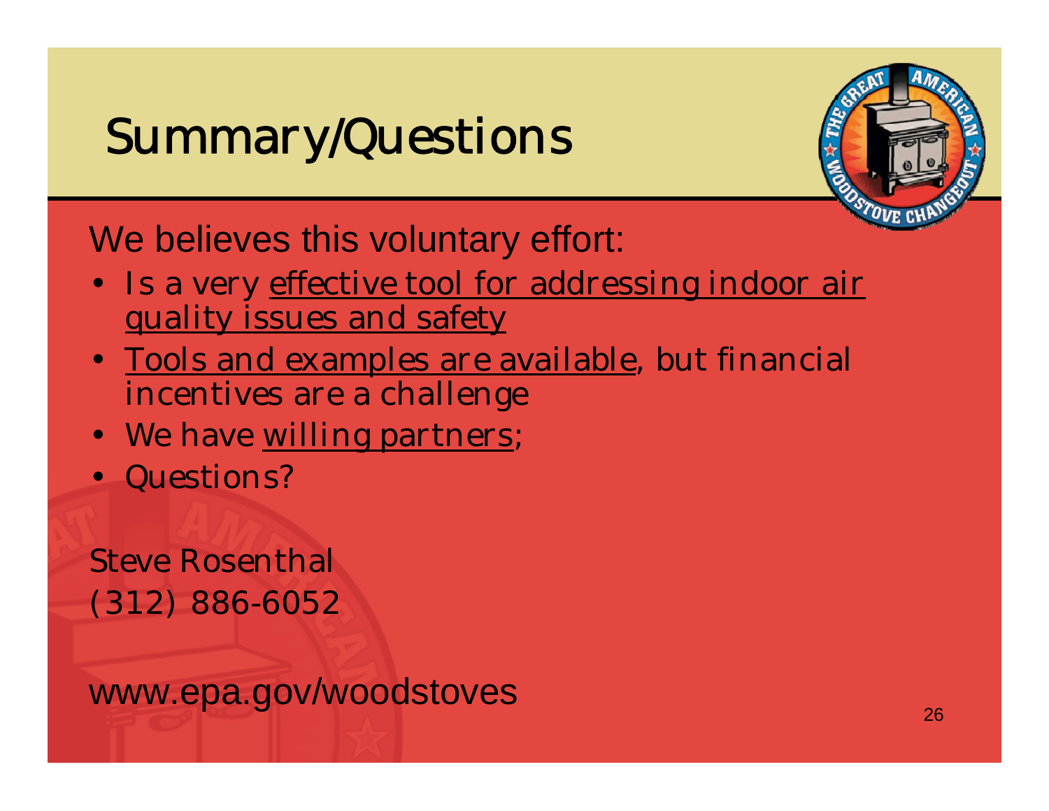# Summary/Questions

We believes this voluntary effort:

- Is a very effective tool for addressing indoor air quality issues and safety
- Tools and examples are available, but financial incentives are a challenge
- We have willing partners;
- Questions?

Steve Rosenthal
(312) 886-6052

www.epa.gov/woodstoves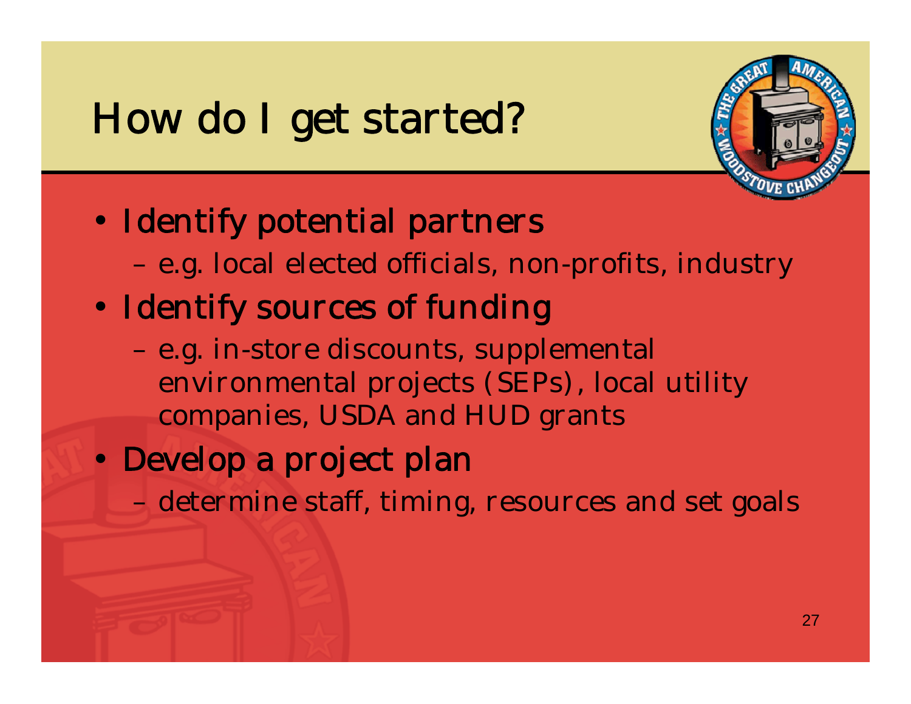# How do I get started?

- Identify potential partners
  - e.g. local elected officials, non-profits, industry
- Identify sources of funding
  - e.g. in-store discounts, supplemental environmental projects (SEPs), local utility companies, USDA and HUD grants
- Develop a project plan
  - determine staff, timing, resources and set goals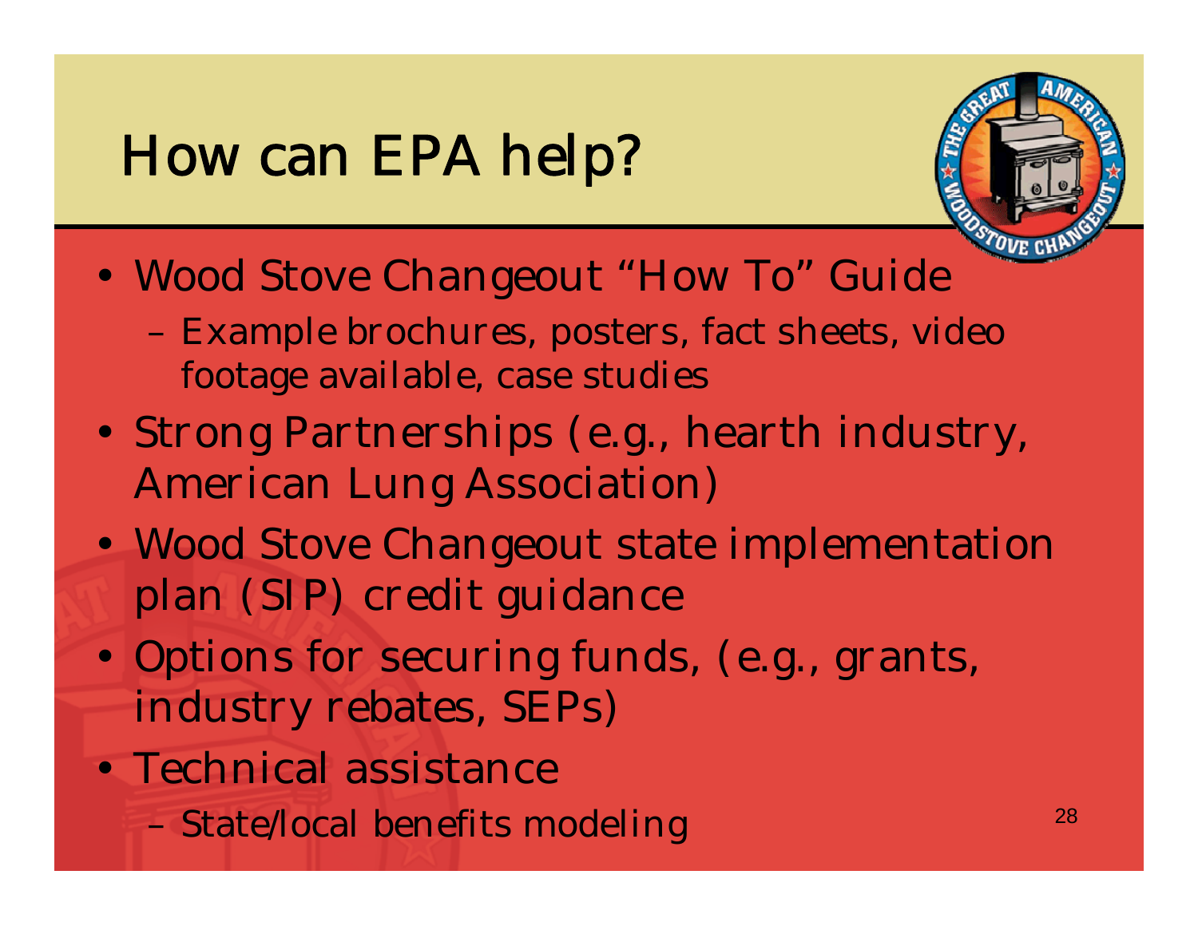# How can EPA help?

- Wood Stove Changeout "How To" Guide
  - Example brochures, posters, fact sheets, video footage available, case studies
- Strong Partnerships (e.g., hearth industry, American Lung Association)
- Wood Stove Changeout state implementation plan (SIP) credit guidance
- Options for securing funds, (e.g., grants, industry rebates, SEPs)
- Technical assistance
  - State/local benefits modeling